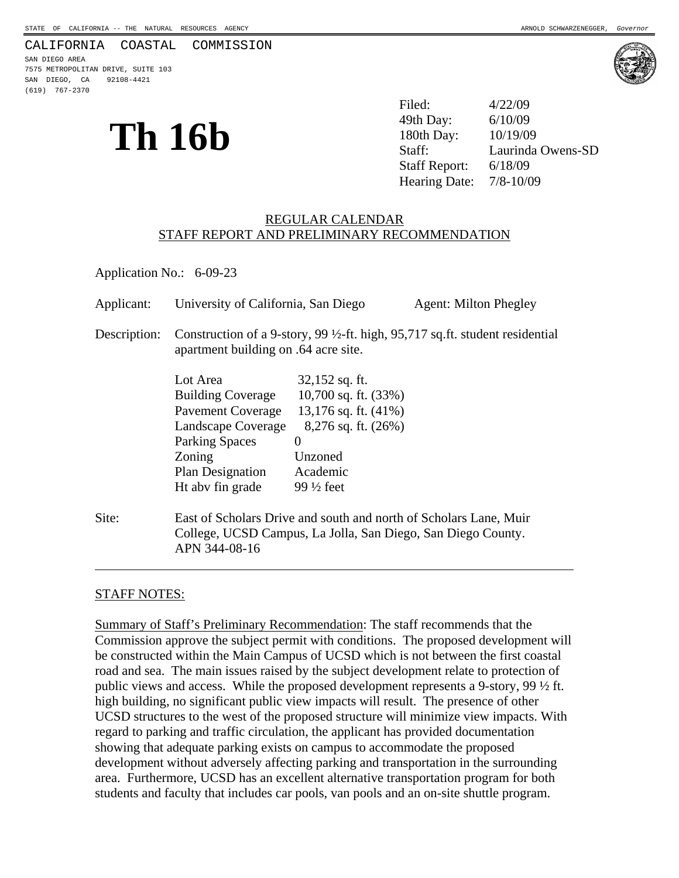STATE OF CALIFORNIA -- THE NATURAL RESOURCES AGENCY — ARNOLD SCHWARZENEGGER, *Governor*

CALIFORNIA COASTAL COMMISSION
SAN DIEGO AREA
7575 METROPOLITAN DRIVE, SUITE 103
SAN DIEGO, CA 92108-4421
(619) 767-2370

# Th 16b

| | |
|---|---|
| Filed: | 4/22/09 |
| 49th Day: | 6/10/09 |
| 180th Day: | 10/19/09 |
| Staff: | Laurinda Owens-SD |
| Staff Report: | 6/18/09 |
| Hearing Date: | 7/8-10/09 |

## REGULAR CALENDAR
## STAFF REPORT AND PRELIMINARY RECOMMENDATION

Application No.: 6-09-23

Applicant: University of California, San Diego Agent: Milton Phegley

Description: Construction of a 9-story, 99 ½-ft. high, 95,717 sq.ft. student residential apartment building on .64 acre site.

| | |
|---|---|
| Lot Area | 32,152 sq. ft. |
| Building Coverage | 10,700 sq. ft. (33%) |
| Pavement Coverage | 13,176 sq. ft. (41%) |
| Landscape Coverage | 8,276 sq. ft. (26%) |
| Parking Spaces | 0 |
| Zoning | Unzoned |
| Plan Designation | Academic |
| Ht abv fin grade | 99 ½ feet |

Site: East of Scholars Drive and south and north of Scholars Lane, Muir College, UCSD Campus, La Jolla, San Diego, San Diego County. APN 344-08-16

---

STAFF NOTES:

Summary of Staff's Preliminary Recommendation: The staff recommends that the Commission approve the subject permit with conditions. The proposed development will be constructed within the Main Campus of UCSD which is not between the first coastal road and sea. The main issues raised by the subject development relate to protection of public views and access. While the proposed development represents a 9-story, 99 ½ ft. high building, no significant public view impacts will result. The presence of other UCSD structures to the west of the proposed structure will minimize view impacts. With regard to parking and traffic circulation, the applicant has provided documentation showing that adequate parking exists on campus to accommodate the proposed development without adversely affecting parking and transportation in the surrounding area. Furthermore, UCSD has an excellent alternative transportation program for both students and faculty that includes car pools, van pools and an on-site shuttle program.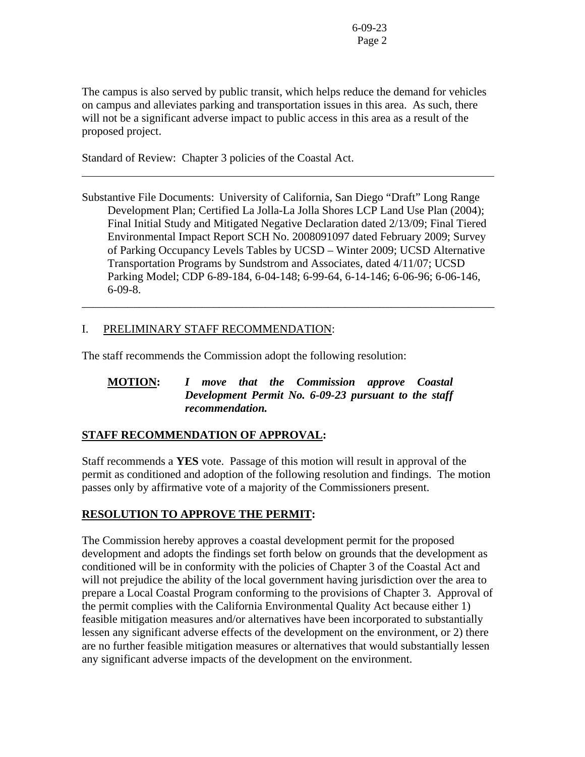The campus is also served by public transit, which helps reduce the demand for vehicles on campus and alleviates parking and transportation issues in this area. As such, there will not be a significant adverse impact to public access in this area as a result of the proposed project.

Standard of Review: Chapter 3 policies of the Coastal Act.

---

Substantive File Documents: University of California, San Diego "Draft" Long Range Development Plan; Certified La Jolla-La Jolla Shores LCP Land Use Plan (2004); Final Initial Study and Mitigated Negative Declaration dated 2/13/09; Final Tiered Environmental Impact Report SCH No. 2008091097 dated February 2009; Survey of Parking Occupancy Levels Tables by UCSD – Winter 2009; UCSD Alternative Transportation Programs by Sundstrom and Associates, dated 4/11/07; UCSD Parking Model; CDP 6-89-184, 6-04-148; 6-99-64, 6-14-146; 6-06-96; 6-06-146, 6-09-8.

---

## I. PRELIMINARY STAFF RECOMMENDATION:

The staff recommends the Commission adopt the following resolution:

**MOTION:** ***I move that the Commission approve Coastal Development Permit No. 6-09-23 pursuant to the staff recommendation.***

**STAFF RECOMMENDATION OF APPROVAL:**

Staff recommends a **YES** vote. Passage of this motion will result in approval of the permit as conditioned and adoption of the following resolution and findings. The motion passes only by affirmative vote of a majority of the Commissioners present.

**RESOLUTION TO APPROVE THE PERMIT:**

The Commission hereby approves a coastal development permit for the proposed development and adopts the findings set forth below on grounds that the development as conditioned will be in conformity with the policies of Chapter 3 of the Coastal Act and will not prejudice the ability of the local government having jurisdiction over the area to prepare a Local Coastal Program conforming to the provisions of Chapter 3. Approval of the permit complies with the California Environmental Quality Act because either 1) feasible mitigation measures and/or alternatives have been incorporated to substantially lessen any significant adverse effects of the development on the environment, or 2) there are no further feasible mitigation measures or alternatives that would substantially lessen any significant adverse impacts of the development on the environment.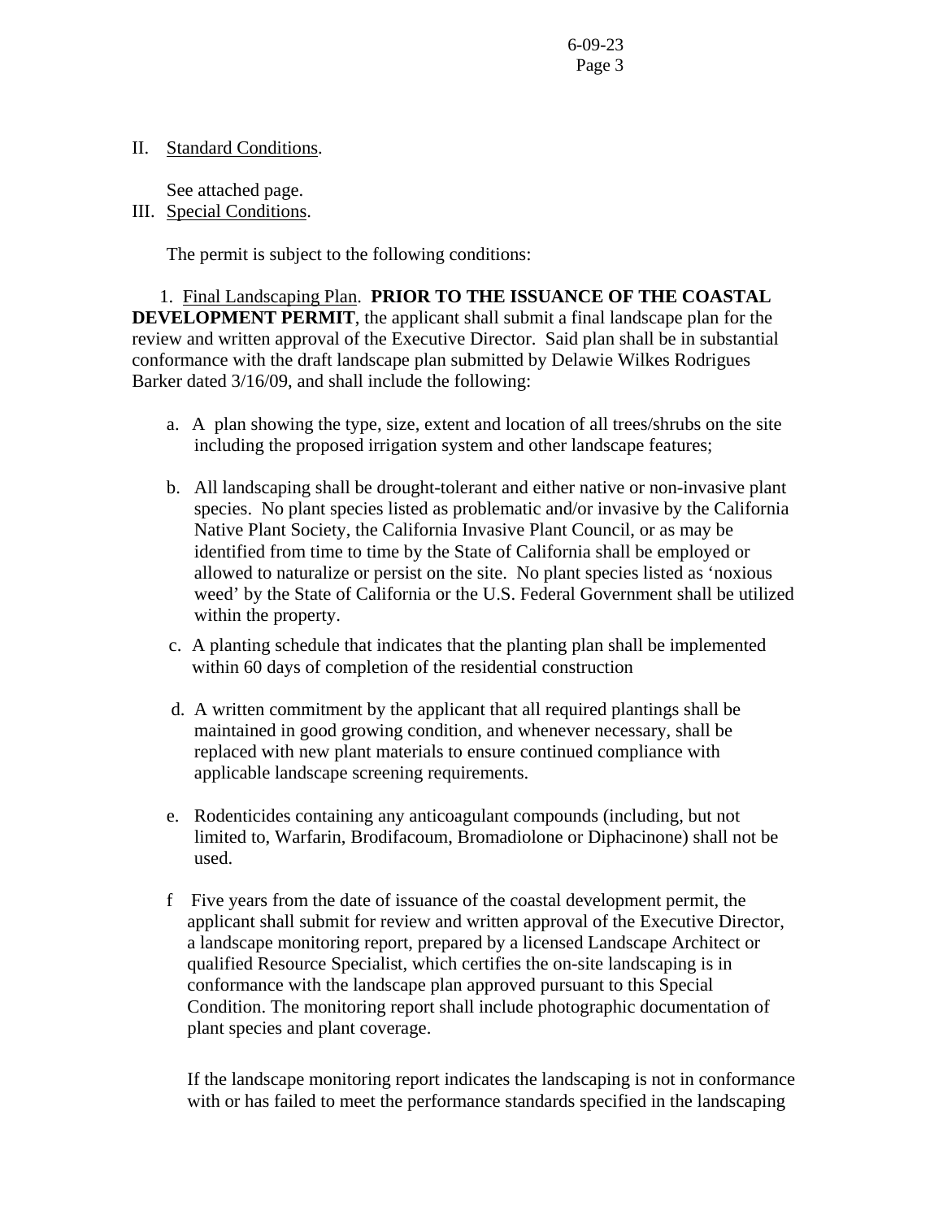II. Standard Conditions.

See attached page.

III. Special Conditions.

The permit is subject to the following conditions:

1. Final Landscaping Plan. **PRIOR TO THE ISSUANCE OF THE COASTAL DEVELOPMENT PERMIT**, the applicant shall submit a final landscape plan for the review and written approval of the Executive Director. Said plan shall be in substantial conformance with the draft landscape plan submitted by Delawie Wilkes Rodrigues Barker dated 3/16/09, and shall include the following:

a. A plan showing the type, size, extent and location of all trees/shrubs on the site including the proposed irrigation system and other landscape features;

b. All landscaping shall be drought-tolerant and either native or non-invasive plant species. No plant species listed as problematic and/or invasive by the California Native Plant Society, the California Invasive Plant Council, or as may be identified from time to time by the State of California shall be employed or allowed to naturalize or persist on the site. No plant species listed as 'noxious weed' by the State of California or the U.S. Federal Government shall be utilized within the property.

c. A planting schedule that indicates that the planting plan shall be implemented within 60 days of completion of the residential construction

d. A written commitment by the applicant that all required plantings shall be maintained in good growing condition, and whenever necessary, shall be replaced with new plant materials to ensure continued compliance with applicable landscape screening requirements.

e. Rodenticides containing any anticoagulant compounds (including, but not limited to, Warfarin, Brodifacoum, Bromadiolone or Diphacinone) shall not be used.

f Five years from the date of issuance of the coastal development permit, the applicant shall submit for review and written approval of the Executive Director, a landscape monitoring report, prepared by a licensed Landscape Architect or qualified Resource Specialist, which certifies the on-site landscaping is in conformance with the landscape plan approved pursuant to this Special Condition. The monitoring report shall include photographic documentation of plant species and plant coverage.

If the landscape monitoring report indicates the landscaping is not in conformance with or has failed to meet the performance standards specified in the landscaping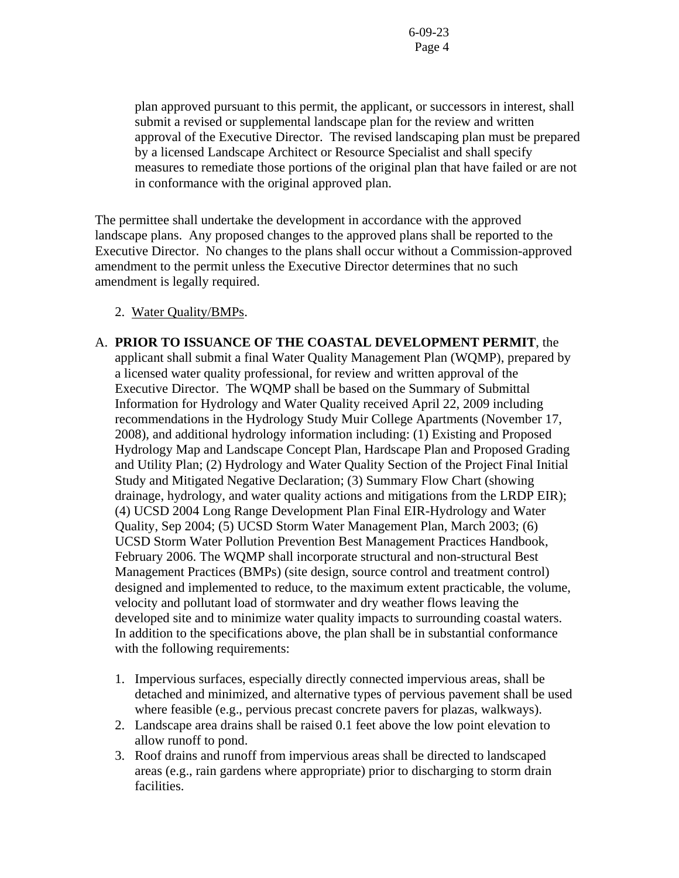plan approved pursuant to this permit, the applicant, or successors in interest, shall submit a revised or supplemental landscape plan for the review and written approval of the Executive Director. The revised landscaping plan must be prepared by a licensed Landscape Architect or Resource Specialist and shall specify measures to remediate those portions of the original plan that have failed or are not in conformance with the original approved plan.

The permittee shall undertake the development in accordance with the approved landscape plans. Any proposed changes to the approved plans shall be reported to the Executive Director. No changes to the plans shall occur without a Commission-approved amendment to the permit unless the Executive Director determines that no such amendment is legally required.

2. Water Quality/BMPs.

A. **PRIOR TO ISSUANCE OF THE COASTAL DEVELOPMENT PERMIT**, the applicant shall submit a final Water Quality Management Plan (WQMP), prepared by a licensed water quality professional, for review and written approval of the Executive Director. The WQMP shall be based on the Summary of Submittal Information for Hydrology and Water Quality received April 22, 2009 including recommendations in the Hydrology Study Muir College Apartments (November 17, 2008), and additional hydrology information including: (1) Existing and Proposed Hydrology Map and Landscape Concept Plan, Hardscape Plan and Proposed Grading and Utility Plan; (2) Hydrology and Water Quality Section of the Project Final Initial Study and Mitigated Negative Declaration; (3) Summary Flow Chart (showing drainage, hydrology, and water quality actions and mitigations from the LRDP EIR); (4) UCSD 2004 Long Range Development Plan Final EIR-Hydrology and Water Quality, Sep 2004; (5) UCSD Storm Water Management Plan, March 2003; (6) UCSD Storm Water Pollution Prevention Best Management Practices Handbook, February 2006. The WQMP shall incorporate structural and non-structural Best Management Practices (BMPs) (site design, source control and treatment control) designed and implemented to reduce, to the maximum extent practicable, the volume, velocity and pollutant load of stormwater and dry weather flows leaving the developed site and to minimize water quality impacts to surrounding coastal waters. In addition to the specifications above, the plan shall be in substantial conformance with the following requirements:

1. Impervious surfaces, especially directly connected impervious areas, shall be detached and minimized, and alternative types of pervious pavement shall be used where feasible (e.g., pervious precast concrete pavers for plazas, walkways).
2. Landscape area drains shall be raised 0.1 feet above the low point elevation to allow runoff to pond.
3. Roof drains and runoff from impervious areas shall be directed to landscaped areas (e.g., rain gardens where appropriate) prior to discharging to storm drain facilities.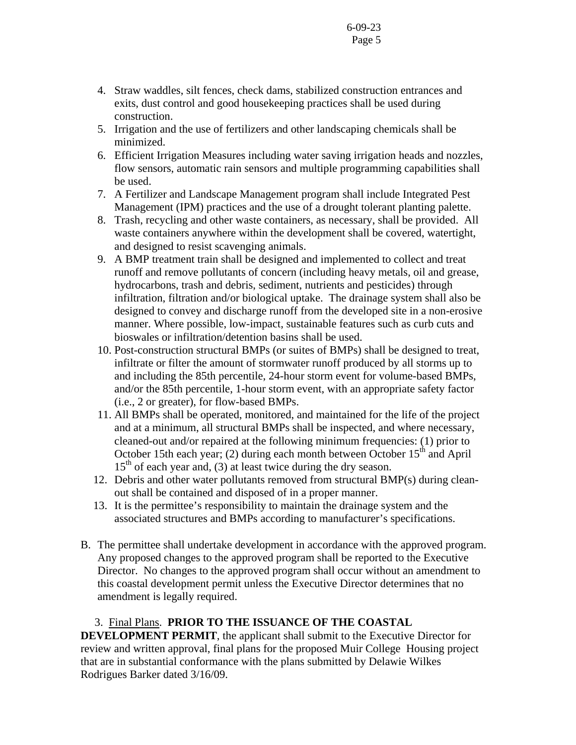4. Straw waddles, silt fences, check dams, stabilized construction entrances and exits, dust control and good housekeeping practices shall be used during construction.
5. Irrigation and the use of fertilizers and other landscaping chemicals shall be minimized.
6. Efficient Irrigation Measures including water saving irrigation heads and nozzles, flow sensors, automatic rain sensors and multiple programming capabilities shall be used.
7. A Fertilizer and Landscape Management program shall include Integrated Pest Management (IPM) practices and the use of a drought tolerant planting palette.
8. Trash, recycling and other waste containers, as necessary, shall be provided. All waste containers anywhere within the development shall be covered, watertight, and designed to resist scavenging animals.
9. A BMP treatment train shall be designed and implemented to collect and treat runoff and remove pollutants of concern (including heavy metals, oil and grease, hydrocarbons, trash and debris, sediment, nutrients and pesticides) through infiltration, filtration and/or biological uptake. The drainage system shall also be designed to convey and discharge runoff from the developed site in a non-erosive manner. Where possible, low-impact, sustainable features such as curb cuts and bioswales or infiltration/detention basins shall be used.
10. Post-construction structural BMPs (or suites of BMPs) shall be designed to treat, infiltrate or filter the amount of stormwater runoff produced by all storms up to and including the 85th percentile, 24-hour storm event for volume-based BMPs, and/or the 85th percentile, 1-hour storm event, with an appropriate safety factor (i.e., 2 or greater), for flow-based BMPs.
11. All BMPs shall be operated, monitored, and maintained for the life of the project and at a minimum, all structural BMPs shall be inspected, and where necessary, cleaned-out and/or repaired at the following minimum frequencies: (1) prior to October 15th each year; (2) during each month between October 15th and April 15th of each year and, (3) at least twice during the dry season.
12. Debris and other water pollutants removed from structural BMP(s) during clean-out shall be contained and disposed of in a proper manner.
13. It is the permittee's responsibility to maintain the drainage system and the associated structures and BMPs according to manufacturer's specifications.

B. The permittee shall undertake development in accordance with the approved program. Any proposed changes to the approved program shall be reported to the Executive Director. No changes to the approved program shall occur without an amendment to this coastal development permit unless the Executive Director determines that no amendment is legally required.

3. Final Plans. **PRIOR TO THE ISSUANCE OF THE COASTAL DEVELOPMENT PERMIT**, the applicant shall submit to the Executive Director for review and written approval, final plans for the proposed Muir College Housing project that are in substantial conformance with the plans submitted by Delawie Wilkes Rodrigues Barker dated 3/16/09.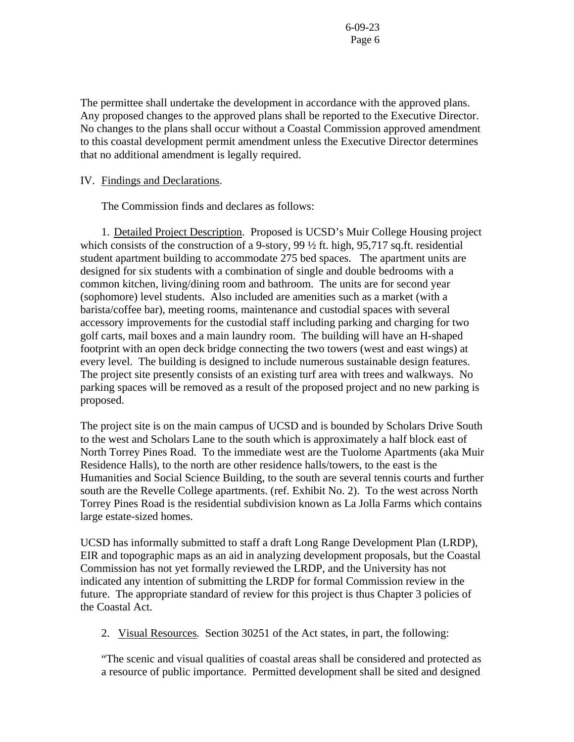The permittee shall undertake the development in accordance with the approved plans. Any proposed changes to the approved plans shall be reported to the Executive Director. No changes to the plans shall occur without a Coastal Commission approved amendment to this coastal development permit amendment unless the Executive Director determines that no additional amendment is legally required.

IV. Findings and Declarations.

The Commission finds and declares as follows:

1. Detailed Project Description. Proposed is UCSD's Muir College Housing project which consists of the construction of a 9-story, 99 ½ ft. high, 95,717 sq.ft. residential student apartment building to accommodate 275 bed spaces. The apartment units are designed for six students with a combination of single and double bedrooms with a common kitchen, living/dining room and bathroom. The units are for second year (sophomore) level students. Also included are amenities such as a market (with a barista/coffee bar), meeting rooms, maintenance and custodial spaces with several accessory improvements for the custodial staff including parking and charging for two golf carts, mail boxes and a main laundry room. The building will have an H-shaped footprint with an open deck bridge connecting the two towers (west and east wings) at every level. The building is designed to include numerous sustainable design features. The project site presently consists of an existing turf area with trees and walkways. No parking spaces will be removed as a result of the proposed project and no new parking is proposed.

The project site is on the main campus of UCSD and is bounded by Scholars Drive South to the west and Scholars Lane to the south which is approximately a half block east of North Torrey Pines Road. To the immediate west are the Tuolome Apartments (aka Muir Residence Halls), to the north are other residence halls/towers, to the east is the Humanities and Social Science Building, to the south are several tennis courts and further south are the Revelle College apartments. (ref. Exhibit No. 2). To the west across North Torrey Pines Road is the residential subdivision known as La Jolla Farms which contains large estate-sized homes.

UCSD has informally submitted to staff a draft Long Range Development Plan (LRDP), EIR and topographic maps as an aid in analyzing development proposals, but the Coastal Commission has not yet formally reviewed the LRDP, and the University has not indicated any intention of submitting the LRDP for formal Commission review in the future. The appropriate standard of review for this project is thus Chapter 3 policies of the Coastal Act.

2. Visual Resources. Section 30251 of the Act states, in part, the following:

"The scenic and visual qualities of coastal areas shall be considered and protected as a resource of public importance. Permitted development shall be sited and designed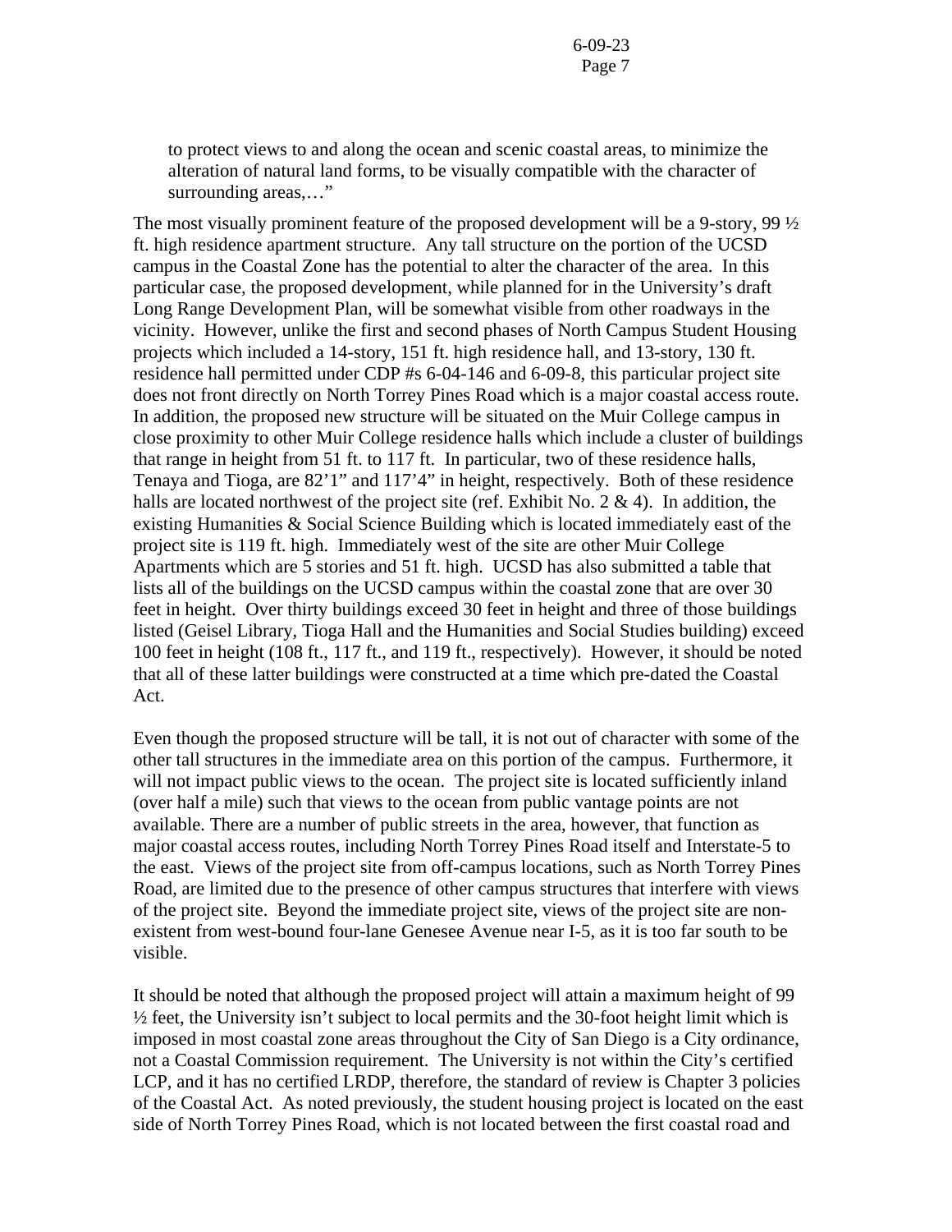to protect views to and along the ocean and scenic coastal areas, to minimize the alteration of natural land forms, to be visually compatible with the character of surrounding areas,…"

The most visually prominent feature of the proposed development will be a 9-story, 99 ½ ft. high residence apartment structure. Any tall structure on the portion of the UCSD campus in the Coastal Zone has the potential to alter the character of the area. In this particular case, the proposed development, while planned for in the University's draft Long Range Development Plan, will be somewhat visible from other roadways in the vicinity. However, unlike the first and second phases of North Campus Student Housing projects which included a 14-story, 151 ft. high residence hall, and 13-story, 130 ft. residence hall permitted under CDP #s 6-04-146 and 6-09-8, this particular project site does not front directly on North Torrey Pines Road which is a major coastal access route. In addition, the proposed new structure will be situated on the Muir College campus in close proximity to other Muir College residence halls which include a cluster of buildings that range in height from 51 ft. to 117 ft. In particular, two of these residence halls, Tenaya and Tioga, are 82'1" and 117'4" in height, respectively. Both of these residence halls are located northwest of the project site (ref. Exhibit No. 2 & 4). In addition, the existing Humanities & Social Science Building which is located immediately east of the project site is 119 ft. high. Immediately west of the site are other Muir College Apartments which are 5 stories and 51 ft. high. UCSD has also submitted a table that lists all of the buildings on the UCSD campus within the coastal zone that are over 30 feet in height. Over thirty buildings exceed 30 feet in height and three of those buildings listed (Geisel Library, Tioga Hall and the Humanities and Social Studies building) exceed 100 feet in height (108 ft., 117 ft., and 119 ft., respectively). However, it should be noted that all of these latter buildings were constructed at a time which pre-dated the Coastal Act.

Even though the proposed structure will be tall, it is not out of character with some of the other tall structures in the immediate area on this portion of the campus. Furthermore, it will not impact public views to the ocean. The project site is located sufficiently inland (over half a mile) such that views to the ocean from public vantage points are not available. There are a number of public streets in the area, however, that function as major coastal access routes, including North Torrey Pines Road itself and Interstate-5 to the east. Views of the project site from off-campus locations, such as North Torrey Pines Road, are limited due to the presence of other campus structures that interfere with views of the project site. Beyond the immediate project site, views of the project site are non-existent from west-bound four-lane Genesee Avenue near I-5, as it is too far south to be visible.

It should be noted that although the proposed project will attain a maximum height of 99 ½ feet, the University isn't subject to local permits and the 30-foot height limit which is imposed in most coastal zone areas throughout the City of San Diego is a City ordinance, not a Coastal Commission requirement. The University is not within the City's certified LCP, and it has no certified LRDP, therefore, the standard of review is Chapter 3 policies of the Coastal Act. As noted previously, the student housing project is located on the east side of North Torrey Pines Road, which is not located between the first coastal road and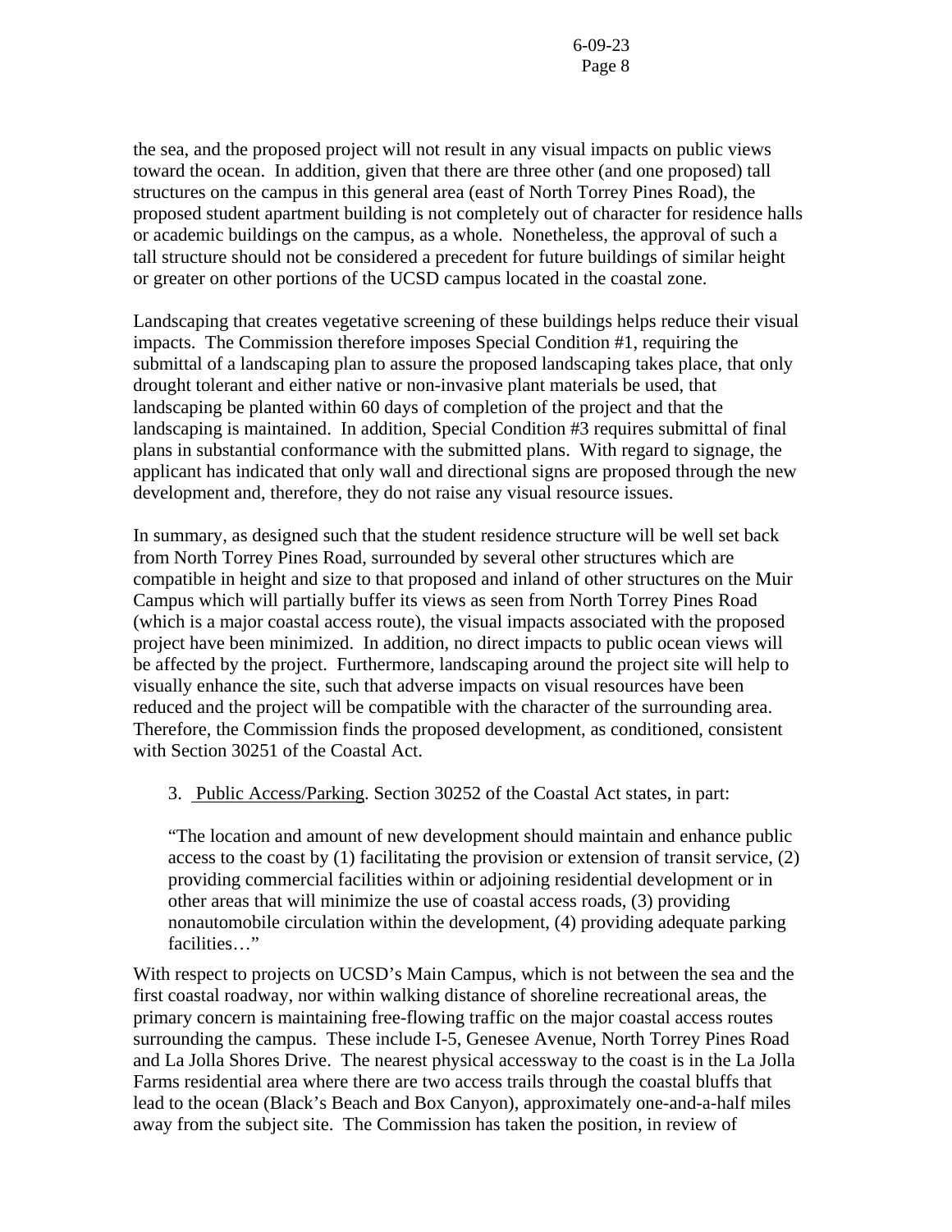the sea, and the proposed project will not result in any visual impacts on public views toward the ocean. In addition, given that there are three other (and one proposed) tall structures on the campus in this general area (east of North Torrey Pines Road), the proposed student apartment building is not completely out of character for residence halls or academic buildings on the campus, as a whole. Nonetheless, the approval of such a tall structure should not be considered a precedent for future buildings of similar height or greater on other portions of the UCSD campus located in the coastal zone.

Landscaping that creates vegetative screening of these buildings helps reduce their visual impacts. The Commission therefore imposes Special Condition #1, requiring the submittal of a landscaping plan to assure the proposed landscaping takes place, that only drought tolerant and either native or non-invasive plant materials be used, that landscaping be planted within 60 days of completion of the project and that the landscaping is maintained. In addition, Special Condition #3 requires submittal of final plans in substantial conformance with the submitted plans. With regard to signage, the applicant has indicated that only wall and directional signs are proposed through the new development and, therefore, they do not raise any visual resource issues.

In summary, as designed such that the student residence structure will be well set back from North Torrey Pines Road, surrounded by several other structures which are compatible in height and size to that proposed and inland of other structures on the Muir Campus which will partially buffer its views as seen from North Torrey Pines Road (which is a major coastal access route), the visual impacts associated with the proposed project have been minimized. In addition, no direct impacts to public ocean views will be affected by the project. Furthermore, landscaping around the project site will help to visually enhance the site, such that adverse impacts on visual resources have been reduced and the project will be compatible with the character of the surrounding area. Therefore, the Commission finds the proposed development, as conditioned, consistent with Section 30251 of the Coastal Act.

3. Public Access/Parking. Section 30252 of the Coastal Act states, in part:

> "The location and amount of new development should maintain and enhance public access to the coast by (1) facilitating the provision or extension of transit service, (2) providing commercial facilities within or adjoining residential development or in other areas that will minimize the use of coastal access roads, (3) providing nonautomobile circulation within the development, (4) providing adequate parking facilities…"

With respect to projects on UCSD's Main Campus, which is not between the sea and the first coastal roadway, nor within walking distance of shoreline recreational areas, the primary concern is maintaining free-flowing traffic on the major coastal access routes surrounding the campus. These include I-5, Genesee Avenue, North Torrey Pines Road and La Jolla Shores Drive. The nearest physical accessway to the coast is in the La Jolla Farms residential area where there are two access trails through the coastal bluffs that lead to the ocean (Black's Beach and Box Canyon), approximately one-and-a-half miles away from the subject site. The Commission has taken the position, in review of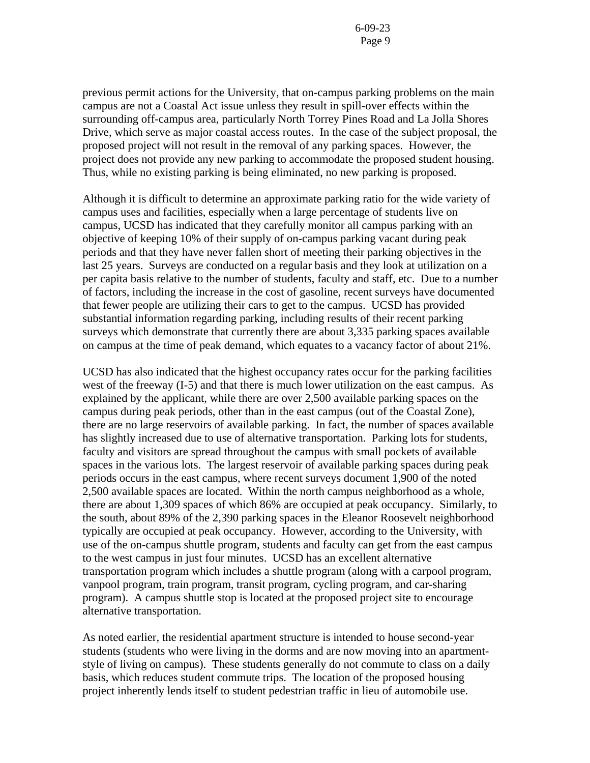previous permit actions for the University, that on-campus parking problems on the main campus are not a Coastal Act issue unless they result in spill-over effects within the surrounding off-campus area, particularly North Torrey Pines Road and La Jolla Shores Drive, which serve as major coastal access routes. In the case of the subject proposal, the proposed project will not result in the removal of any parking spaces. However, the project does not provide any new parking to accommodate the proposed student housing. Thus, while no existing parking is being eliminated, no new parking is proposed.

Although it is difficult to determine an approximate parking ratio for the wide variety of campus uses and facilities, especially when a large percentage of students live on campus, UCSD has indicated that they carefully monitor all campus parking with an objective of keeping 10% of their supply of on-campus parking vacant during peak periods and that they have never fallen short of meeting their parking objectives in the last 25 years. Surveys are conducted on a regular basis and they look at utilization on a per capita basis relative to the number of students, faculty and staff, etc. Due to a number of factors, including the increase in the cost of gasoline, recent surveys have documented that fewer people are utilizing their cars to get to the campus. UCSD has provided substantial information regarding parking, including results of their recent parking surveys which demonstrate that currently there are about 3,335 parking spaces available on campus at the time of peak demand, which equates to a vacancy factor of about 21%.

UCSD has also indicated that the highest occupancy rates occur for the parking facilities west of the freeway (I-5) and that there is much lower utilization on the east campus. As explained by the applicant, while there are over 2,500 available parking spaces on the campus during peak periods, other than in the east campus (out of the Coastal Zone), there are no large reservoirs of available parking. In fact, the number of spaces available has slightly increased due to use of alternative transportation. Parking lots for students, faculty and visitors are spread throughout the campus with small pockets of available spaces in the various lots. The largest reservoir of available parking spaces during peak periods occurs in the east campus, where recent surveys document 1,900 of the noted 2,500 available spaces are located. Within the north campus neighborhood as a whole, there are about 1,309 spaces of which 86% are occupied at peak occupancy. Similarly, to the south, about 89% of the 2,390 parking spaces in the Eleanor Roosevelt neighborhood typically are occupied at peak occupancy. However, according to the University, with use of the on-campus shuttle program, students and faculty can get from the east campus to the west campus in just four minutes. UCSD has an excellent alternative transportation program which includes a shuttle program (along with a carpool program, vanpool program, train program, transit program, cycling program, and car-sharing program). A campus shuttle stop is located at the proposed project site to encourage alternative transportation.

As noted earlier, the residential apartment structure is intended to house second-year students (students who were living in the dorms and are now moving into an apartment-style of living on campus). These students generally do not commute to class on a daily basis, which reduces student commute trips. The location of the proposed housing project inherently lends itself to student pedestrian traffic in lieu of automobile use.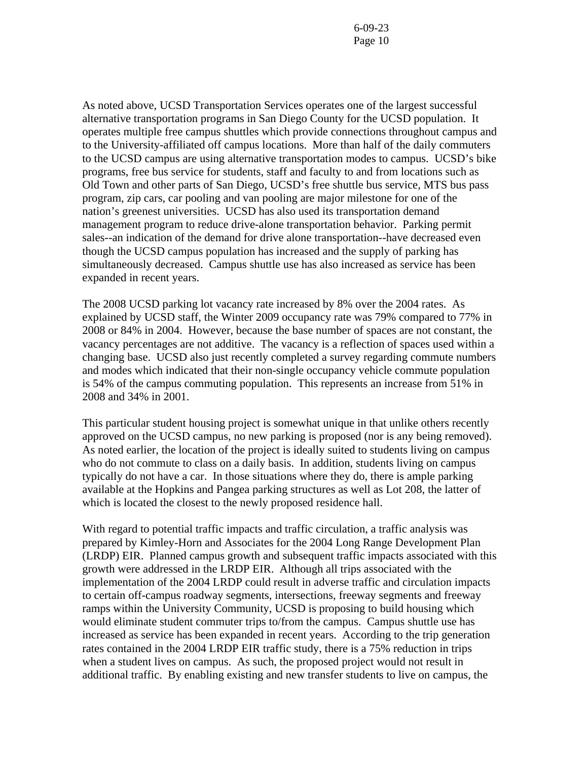As noted above, UCSD Transportation Services operates one of the largest successful alternative transportation programs in San Diego County for the UCSD population. It operates multiple free campus shuttles which provide connections throughout campus and to the University-affiliated off campus locations. More than half of the daily commuters to the UCSD campus are using alternative transportation modes to campus. UCSD's bike programs, free bus service for students, staff and faculty to and from locations such as Old Town and other parts of San Diego, UCSD's free shuttle bus service, MTS bus pass program, zip cars, car pooling and van pooling are major milestone for one of the nation's greenest universities. UCSD has also used its transportation demand management program to reduce drive-alone transportation behavior. Parking permit sales--an indication of the demand for drive alone transportation--have decreased even though the UCSD campus population has increased and the supply of parking has simultaneously decreased. Campus shuttle use has also increased as service has been expanded in recent years.

The 2008 UCSD parking lot vacancy rate increased by 8% over the 2004 rates. As explained by UCSD staff, the Winter 2009 occupancy rate was 79% compared to 77% in 2008 or 84% in 2004. However, because the base number of spaces are not constant, the vacancy percentages are not additive. The vacancy is a reflection of spaces used within a changing base. UCSD also just recently completed a survey regarding commute numbers and modes which indicated that their non-single occupancy vehicle commute population is 54% of the campus commuting population. This represents an increase from 51% in 2008 and 34% in 2001.

This particular student housing project is somewhat unique in that unlike others recently approved on the UCSD campus, no new parking is proposed (nor is any being removed). As noted earlier, the location of the project is ideally suited to students living on campus who do not commute to class on a daily basis. In addition, students living on campus typically do not have a car. In those situations where they do, there is ample parking available at the Hopkins and Pangea parking structures as well as Lot 208, the latter of which is located the closest to the newly proposed residence hall.

With regard to potential traffic impacts and traffic circulation, a traffic analysis was prepared by Kimley-Horn and Associates for the 2004 Long Range Development Plan (LRDP) EIR. Planned campus growth and subsequent traffic impacts associated with this growth were addressed in the LRDP EIR. Although all trips associated with the implementation of the 2004 LRDP could result in adverse traffic and circulation impacts to certain off-campus roadway segments, intersections, freeway segments and freeway ramps within the University Community, UCSD is proposing to build housing which would eliminate student commuter trips to/from the campus. Campus shuttle use has increased as service has been expanded in recent years. According to the trip generation rates contained in the 2004 LRDP EIR traffic study, there is a 75% reduction in trips when a student lives on campus. As such, the proposed project would not result in additional traffic. By enabling existing and new transfer students to live on campus, the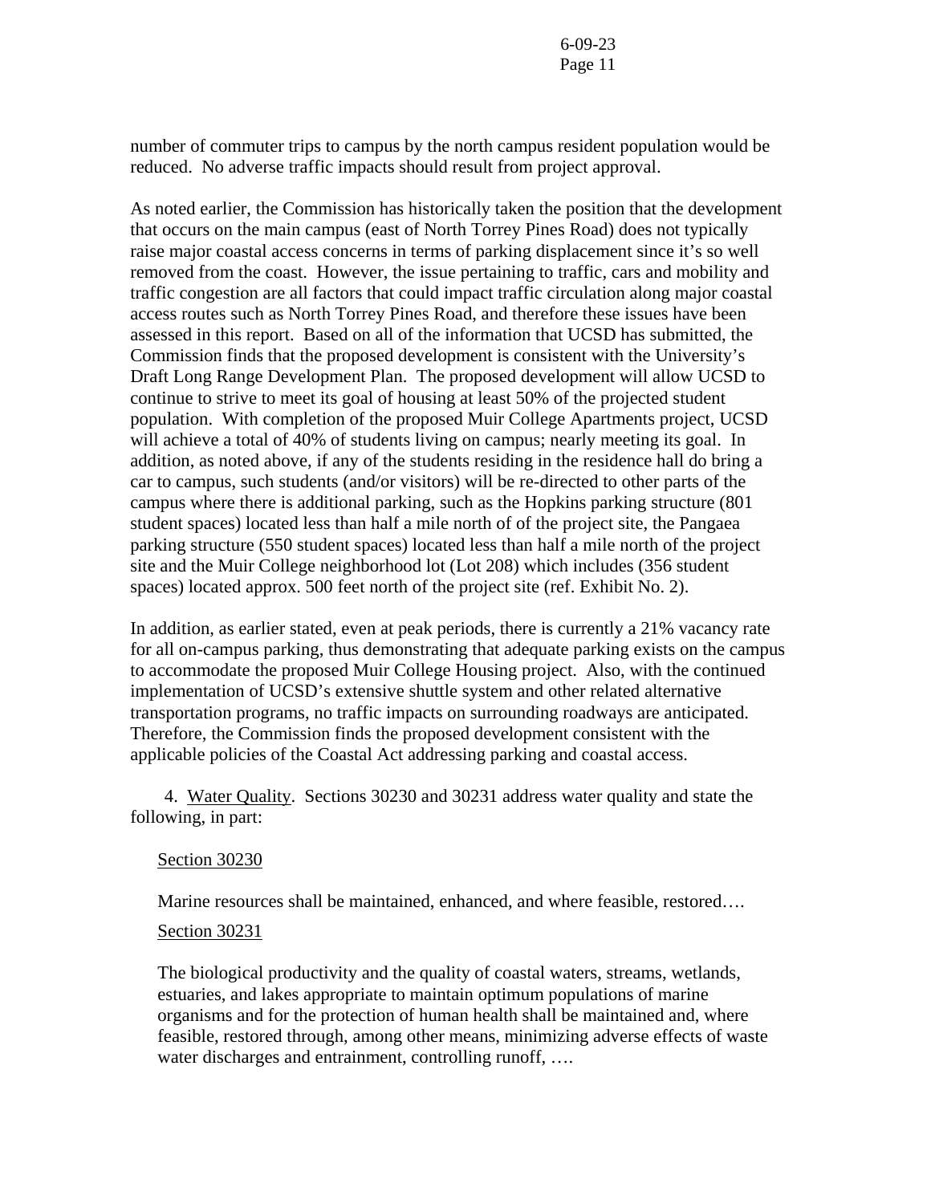number of commuter trips to campus by the north campus resident population would be reduced. No adverse traffic impacts should result from project approval.

As noted earlier, the Commission has historically taken the position that the development that occurs on the main campus (east of North Torrey Pines Road) does not typically raise major coastal access concerns in terms of parking displacement since it's so well removed from the coast. However, the issue pertaining to traffic, cars and mobility and traffic congestion are all factors that could impact traffic circulation along major coastal access routes such as North Torrey Pines Road, and therefore these issues have been assessed in this report. Based on all of the information that UCSD has submitted, the Commission finds that the proposed development is consistent with the University's Draft Long Range Development Plan. The proposed development will allow UCSD to continue to strive to meet its goal of housing at least 50% of the projected student population. With completion of the proposed Muir College Apartments project, UCSD will achieve a total of 40% of students living on campus; nearly meeting its goal. In addition, as noted above, if any of the students residing in the residence hall do bring a car to campus, such students (and/or visitors) will be re-directed to other parts of the campus where there is additional parking, such as the Hopkins parking structure (801 student spaces) located less than half a mile north of of the project site, the Pangaea parking structure (550 student spaces) located less than half a mile north of the project site and the Muir College neighborhood lot (Lot 208) which includes (356 student spaces) located approx. 500 feet north of the project site (ref. Exhibit No. 2).

In addition, as earlier stated, even at peak periods, there is currently a 21% vacancy rate for all on-campus parking, thus demonstrating that adequate parking exists on the campus to accommodate the proposed Muir College Housing project. Also, with the continued implementation of UCSD's extensive shuttle system and other related alternative transportation programs, no traffic impacts on surrounding roadways are anticipated. Therefore, the Commission finds the proposed development consistent with the applicable policies of the Coastal Act addressing parking and coastal access.

4. Water Quality. Sections 30230 and 30231 address water quality and state the following, in part:

Section 30230

Marine resources shall be maintained, enhanced, and where feasible, restored….

Section 30231

The biological productivity and the quality of coastal waters, streams, wetlands, estuaries, and lakes appropriate to maintain optimum populations of marine organisms and for the protection of human health shall be maintained and, where feasible, restored through, among other means, minimizing adverse effects of waste water discharges and entrainment, controlling runoff, ….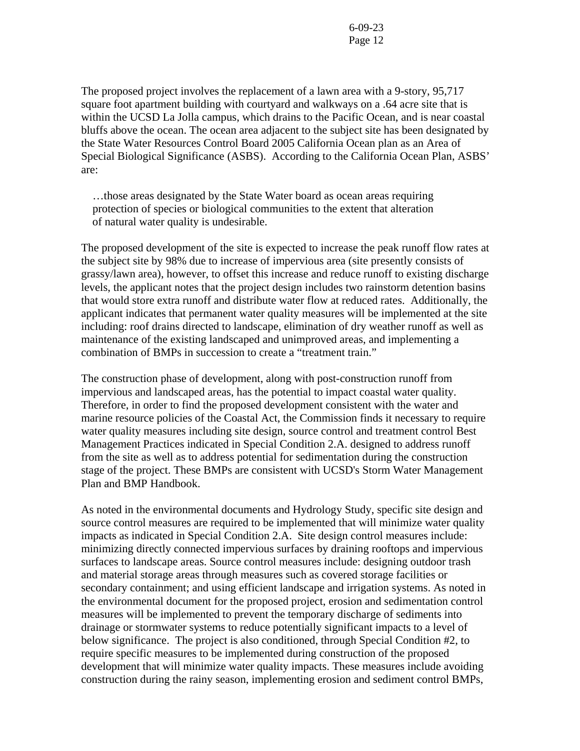The proposed project involves the replacement of a lawn area with a 9-story, 95,717 square foot apartment building with courtyard and walkways on a .64 acre site that is within the UCSD La Jolla campus, which drains to the Pacific Ocean, and is near coastal bluffs above the ocean. The ocean area adjacent to the subject site has been designated by the State Water Resources Control Board 2005 California Ocean plan as an Area of Special Biological Significance (ASBS). According to the California Ocean Plan, ASBS' are:

> …those areas designated by the State Water board as ocean areas requiring protection of species or biological communities to the extent that alteration of natural water quality is undesirable.

The proposed development of the site is expected to increase the peak runoff flow rates at the subject site by 98% due to increase of impervious area (site presently consists of grassy/lawn area), however, to offset this increase and reduce runoff to existing discharge levels, the applicant notes that the project design includes two rainstorm detention basins that would store extra runoff and distribute water flow at reduced rates. Additionally, the applicant indicates that permanent water quality measures will be implemented at the site including: roof drains directed to landscape, elimination of dry weather runoff as well as maintenance of the existing landscaped and unimproved areas, and implementing a combination of BMPs in succession to create a "treatment train."

The construction phase of development, along with post-construction runoff from impervious and landscaped areas, has the potential to impact coastal water quality. Therefore, in order to find the proposed development consistent with the water and marine resource policies of the Coastal Act, the Commission finds it necessary to require water quality measures including site design, source control and treatment control Best Management Practices indicated in Special Condition 2.A. designed to address runoff from the site as well as to address potential for sedimentation during the construction stage of the project. These BMPs are consistent with UCSD's Storm Water Management Plan and BMP Handbook.

As noted in the environmental documents and Hydrology Study, specific site design and source control measures are required to be implemented that will minimize water quality impacts as indicated in Special Condition 2.A. Site design control measures include: minimizing directly connected impervious surfaces by draining rooftops and impervious surfaces to landscape areas. Source control measures include: designing outdoor trash and material storage areas through measures such as covered storage facilities or secondary containment; and using efficient landscape and irrigation systems. As noted in the environmental document for the proposed project, erosion and sedimentation control measures will be implemented to prevent the temporary discharge of sediments into drainage or stormwater systems to reduce potentially significant impacts to a level of below significance. The project is also conditioned, through Special Condition #2, to require specific measures to be implemented during construction of the proposed development that will minimize water quality impacts. These measures include avoiding construction during the rainy season, implementing erosion and sediment control BMPs,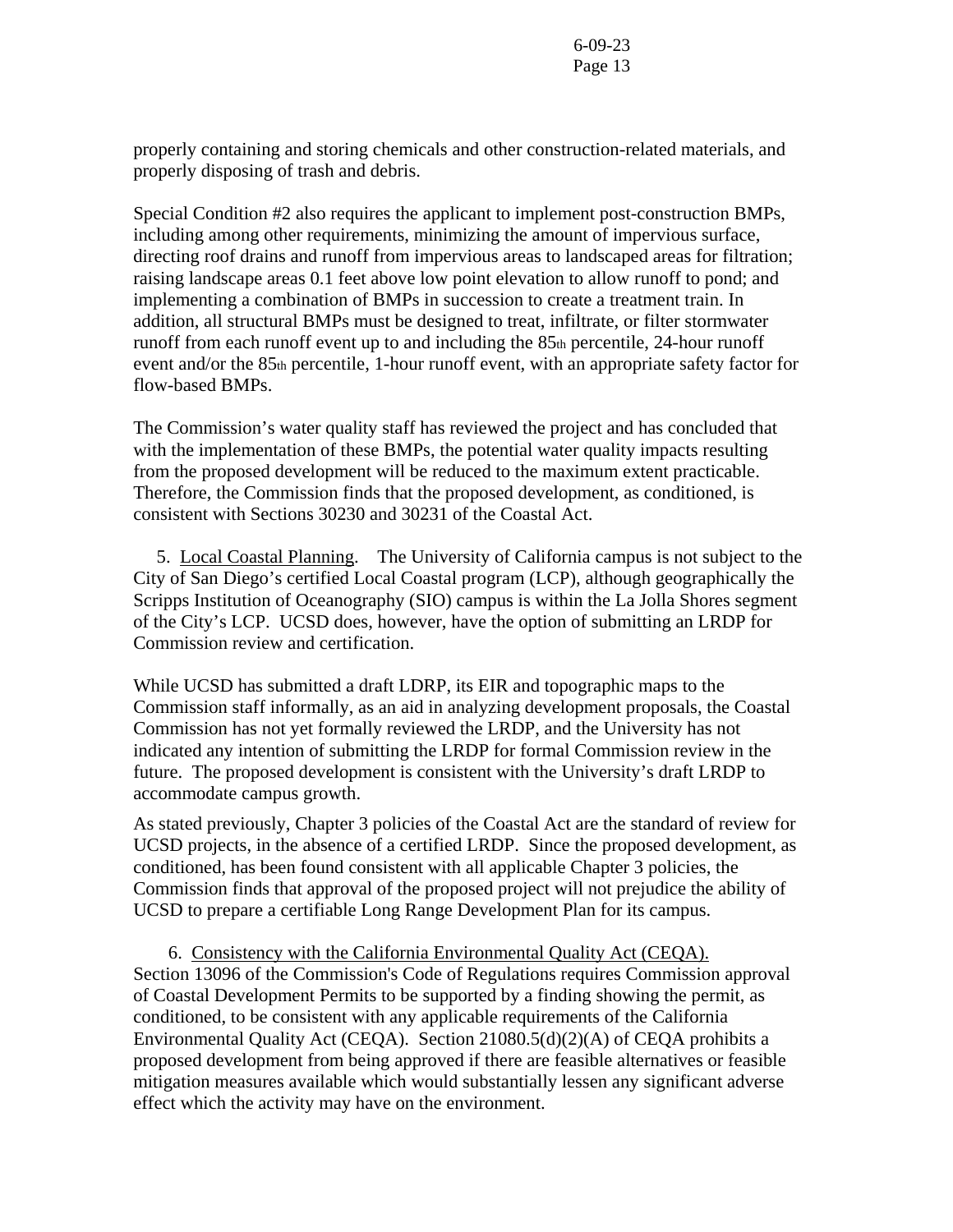properly containing and storing chemicals and other construction-related materials, and properly disposing of trash and debris.

Special Condition #2 also requires the applicant to implement post-construction BMPs, including among other requirements, minimizing the amount of impervious surface, directing roof drains and runoff from impervious areas to landscaped areas for filtration; raising landscape areas 0.1 feet above low point elevation to allow runoff to pond; and implementing a combination of BMPs in succession to create a treatment train. In addition, all structural BMPs must be designed to treat, infiltrate, or filter stormwater runoff from each runoff event up to and including the 85th percentile, 24-hour runoff event and/or the 85th percentile, 1-hour runoff event, with an appropriate safety factor for flow-based BMPs.

The Commission's water quality staff has reviewed the project and has concluded that with the implementation of these BMPs, the potential water quality impacts resulting from the proposed development will be reduced to the maximum extent practicable. Therefore, the Commission finds that the proposed development, as conditioned, is consistent with Sections 30230 and 30231 of the Coastal Act.

5. Local Coastal Planning. The University of California campus is not subject to the City of San Diego's certified Local Coastal program (LCP), although geographically the Scripps Institution of Oceanography (SIO) campus is within the La Jolla Shores segment of the City's LCP. UCSD does, however, have the option of submitting an LRDP for Commission review and certification.

While UCSD has submitted a draft LDRP, its EIR and topographic maps to the Commission staff informally, as an aid in analyzing development proposals, the Coastal Commission has not yet formally reviewed the LRDP, and the University has not indicated any intention of submitting the LRDP for formal Commission review in the future. The proposed development is consistent with the University's draft LRDP to accommodate campus growth.

As stated previously, Chapter 3 policies of the Coastal Act are the standard of review for UCSD projects, in the absence of a certified LRDP. Since the proposed development, as conditioned, has been found consistent with all applicable Chapter 3 policies, the Commission finds that approval of the proposed project will not prejudice the ability of UCSD to prepare a certifiable Long Range Development Plan for its campus.

6. Consistency with the California Environmental Quality Act (CEQA). Section 13096 of the Commission's Code of Regulations requires Commission approval of Coastal Development Permits to be supported by a finding showing the permit, as conditioned, to be consistent with any applicable requirements of the California Environmental Quality Act (CEQA). Section 21080.5(d)(2)(A) of CEQA prohibits a proposed development from being approved if there are feasible alternatives or feasible mitigation measures available which would substantially lessen any significant adverse effect which the activity may have on the environment.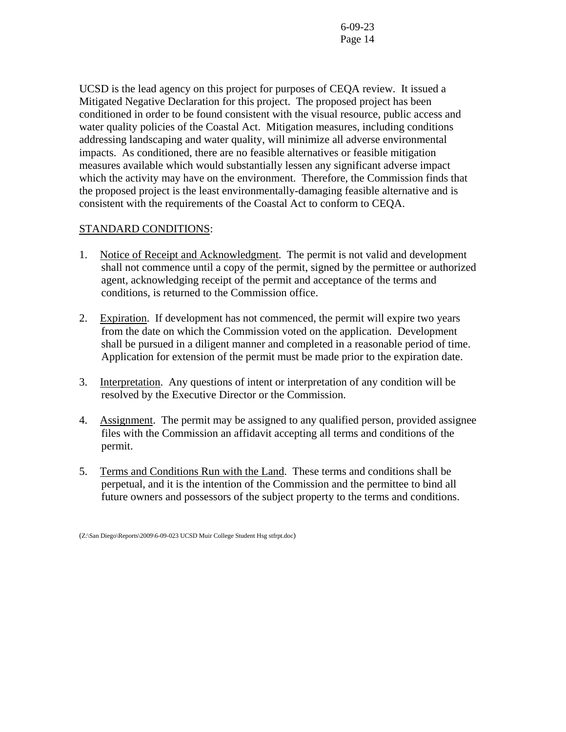UCSD is the lead agency on this project for purposes of CEQA review. It issued a Mitigated Negative Declaration for this project. The proposed project has been conditioned in order to be found consistent with the visual resource, public access and water quality policies of the Coastal Act. Mitigation measures, including conditions addressing landscaping and water quality, will minimize all adverse environmental impacts. As conditioned, there are no feasible alternatives or feasible mitigation measures available which would substantially lessen any significant adverse impact which the activity may have on the environment. Therefore, the Commission finds that the proposed project is the least environmentally-damaging feasible alternative and is consistent with the requirements of the Coastal Act to conform to CEQA.

STANDARD CONDITIONS:

1. Notice of Receipt and Acknowledgment. The permit is not valid and development shall not commence until a copy of the permit, signed by the permittee or authorized agent, acknowledging receipt of the permit and acceptance of the terms and conditions, is returned to the Commission office.

2. Expiration. If development has not commenced, the permit will expire two years from the date on which the Commission voted on the application. Development shall be pursued in a diligent manner and completed in a reasonable period of time. Application for extension of the permit must be made prior to the expiration date.

3. Interpretation. Any questions of intent or interpretation of any condition will be resolved by the Executive Director or the Commission.

4. Assignment. The permit may be assigned to any qualified person, provided assignee files with the Commission an affidavit accepting all terms and conditions of the permit.

5. Terms and Conditions Run with the Land. These terms and conditions shall be perpetual, and it is the intention of the Commission and the permittee to bind all future owners and possessors of the subject property to the terms and conditions.

(Z:\San Diego\Reports\2009\6-09-023 UCSD Muir College Student Hsg stfrpt.doc)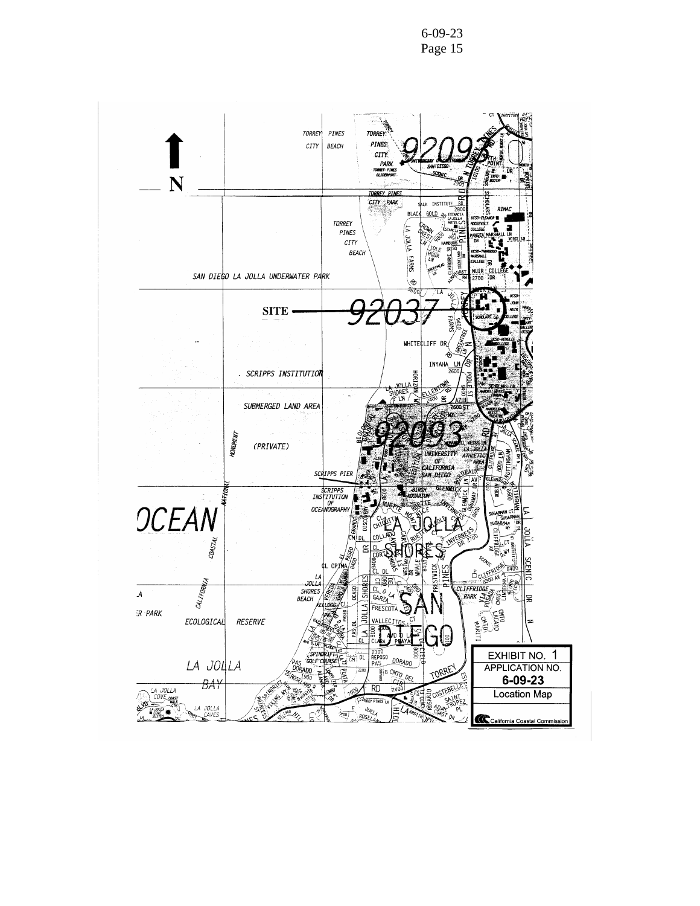EXHIBIT NO. 1

APPLICATION NO.

**6-09-23**

Location Map

California Coastal Commission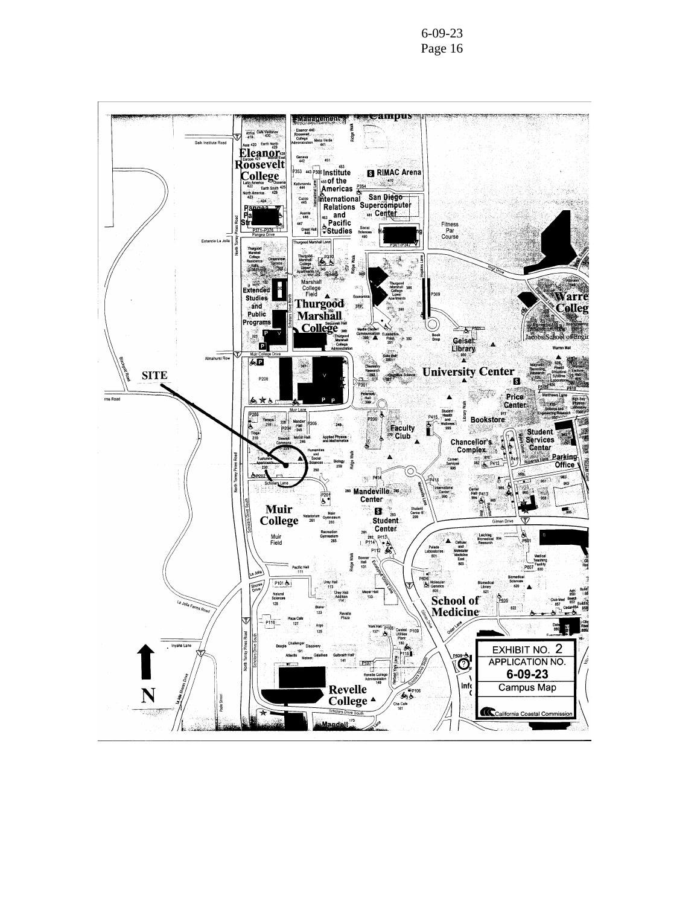6-09-23
Page 16

SITE

EXHIBIT NO. 2

APPLICATION NO.

6-09-23

Campus Map

California Coastal Commission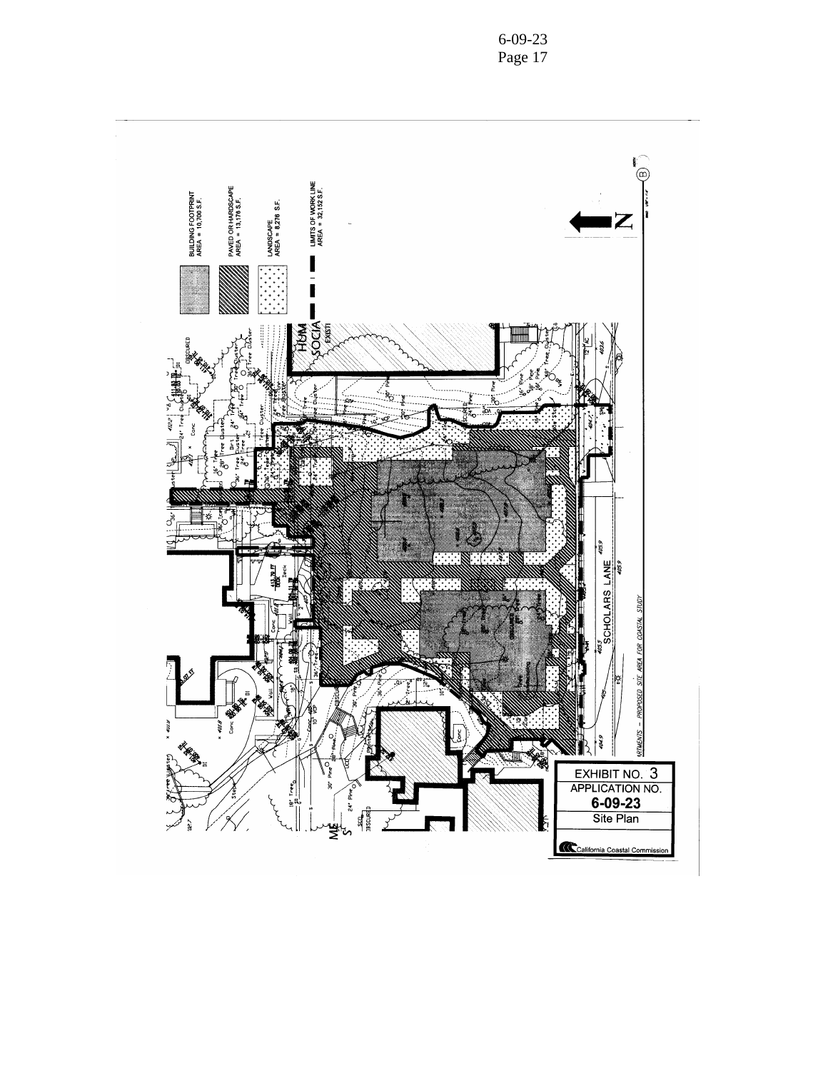BUILDING FOOTPRINT
AREA = 10,700 S.F.

PAVED OR HARDSCAPE
AREA = 13,176 S.F.

LANDSCAPE
AREA = 8,276 S.F.

LIMITS OF WORK LINE
AREA = 32,152 S.F.

SCHOLARS LANE

PROPOSED SITE AREA FOR COASTAL STUDY

EXHIBIT NO. 3
APPLICATION NO.
**6-09-23**
Site Plan

California Coastal Commission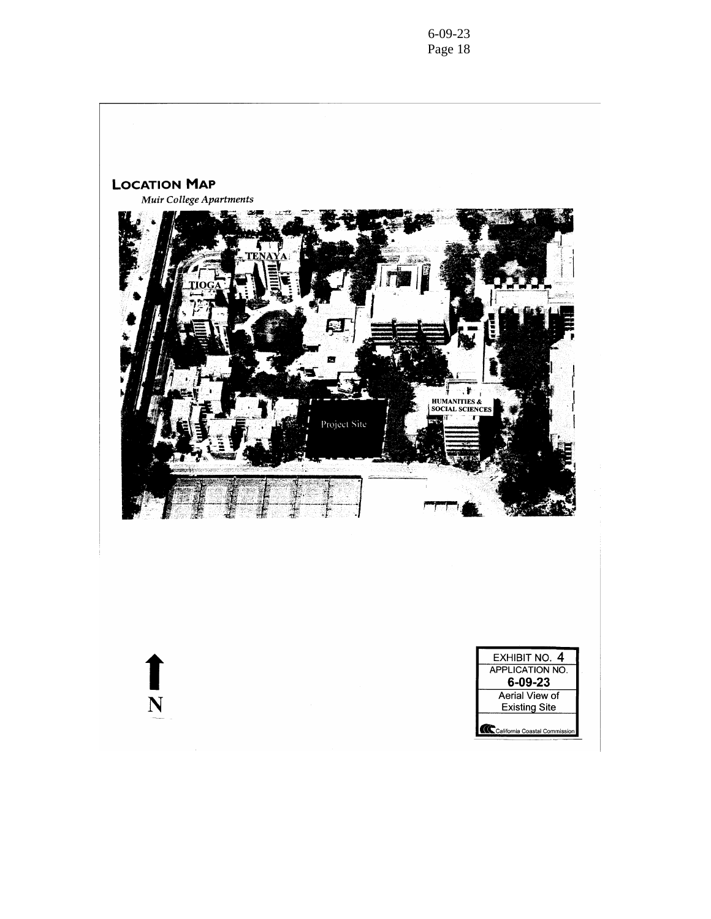## LOCATION MAP

*Muir College Apartments*

TENAYA

TIOGA

HUMANITIES & SOCIAL SCIENCES

Project Site

N

| EXHIBIT NO. 4 |
| --- |
| APPLICATION NO. |
| **6-09-23** |
| Aerial View of Existing Site |
| California Coastal Commission |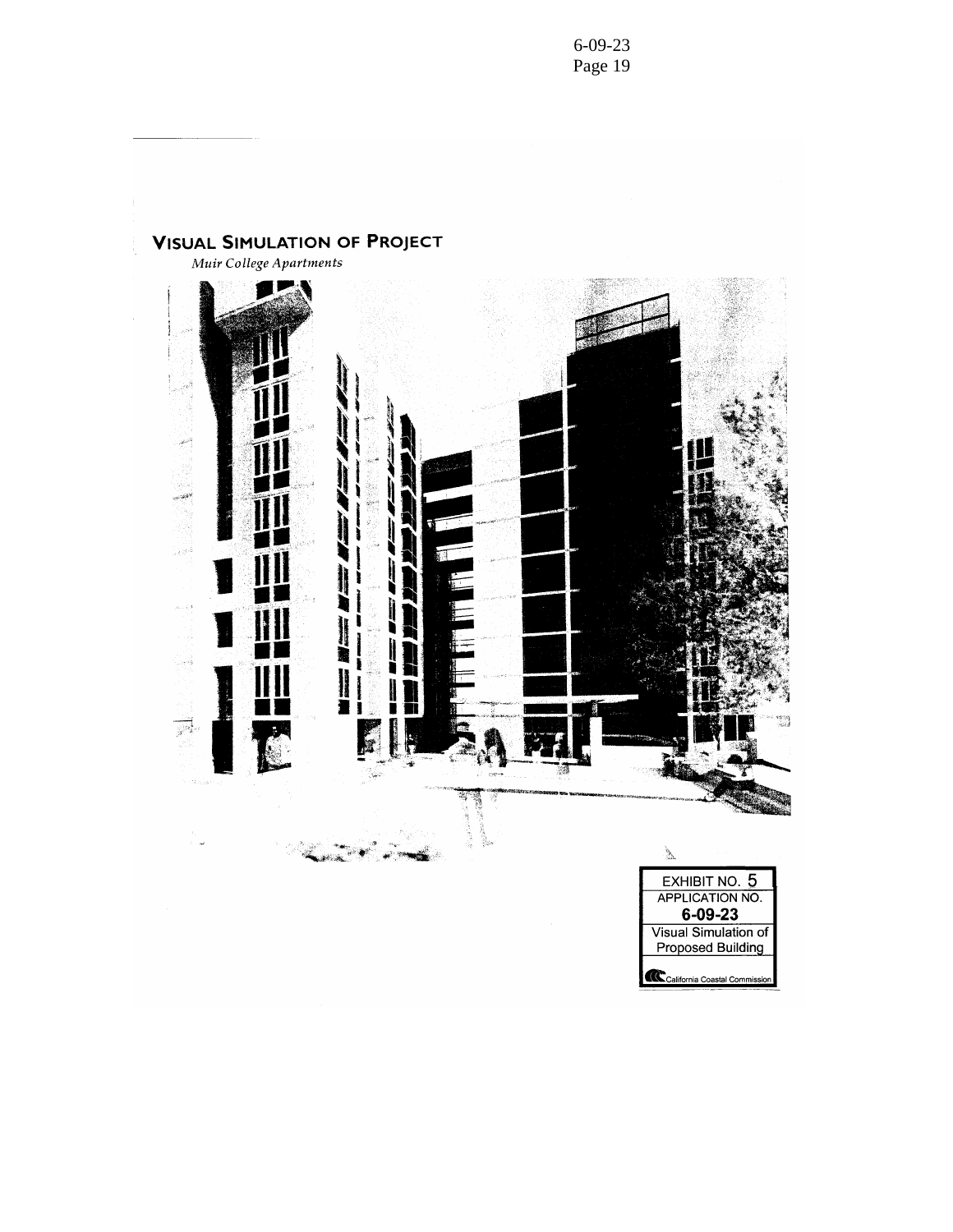## VISUAL SIMULATION OF PROJECT

*Muir College Apartments*

EXHIBIT NO. 5
APPLICATION NO.
**6-09-23**
Visual Simulation of Proposed Building
California Coastal Commission